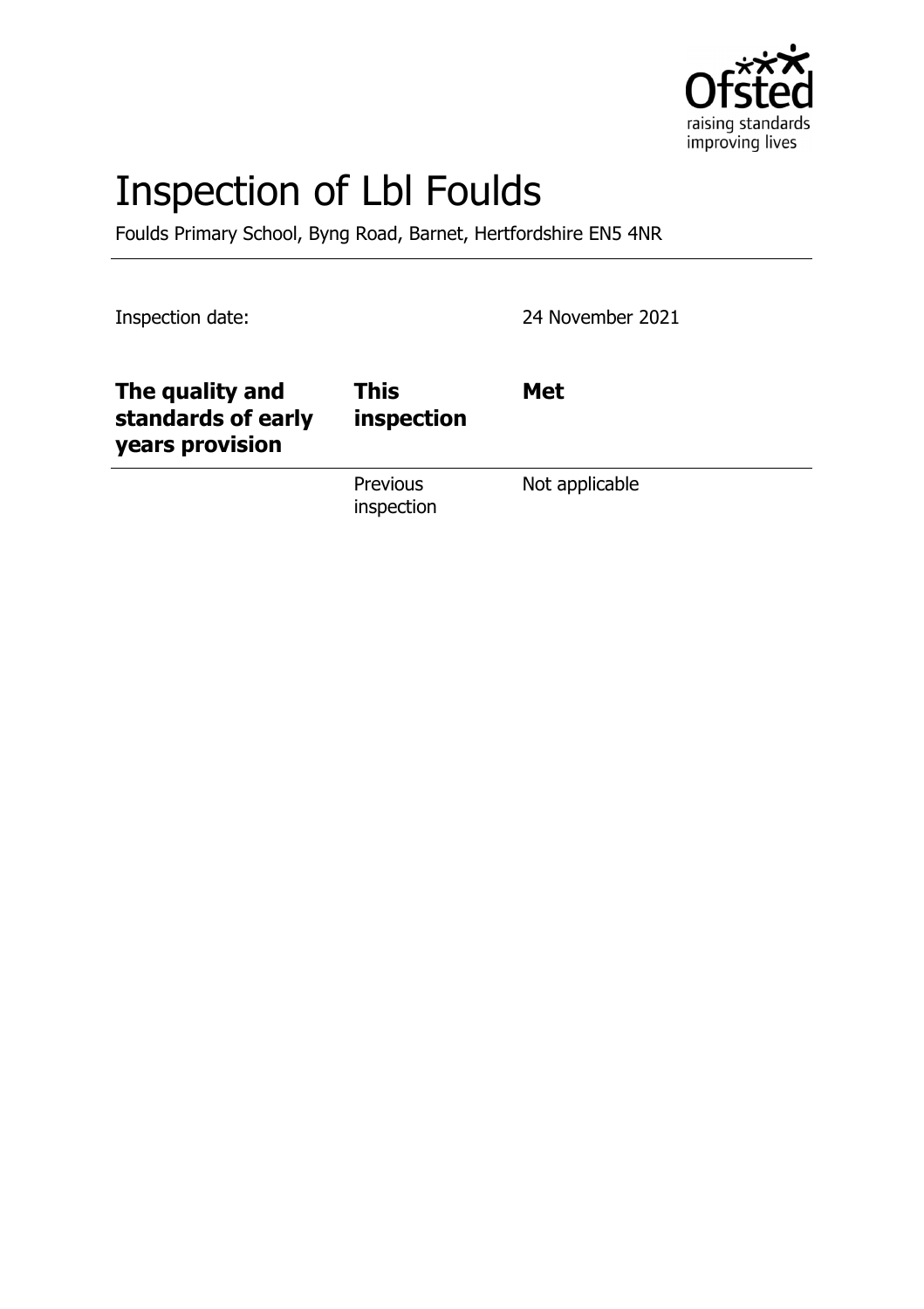# Inspection of Lbl Foulds

Foulds Primary School, Byng Road, Barnet, Hertfordshire EN5 4NR

Inspection date: 24 November 2021

| The quality and standards of early years provision | This inspection | Met |
| --- | --- | --- |
| | Previous inspection | Not applicable |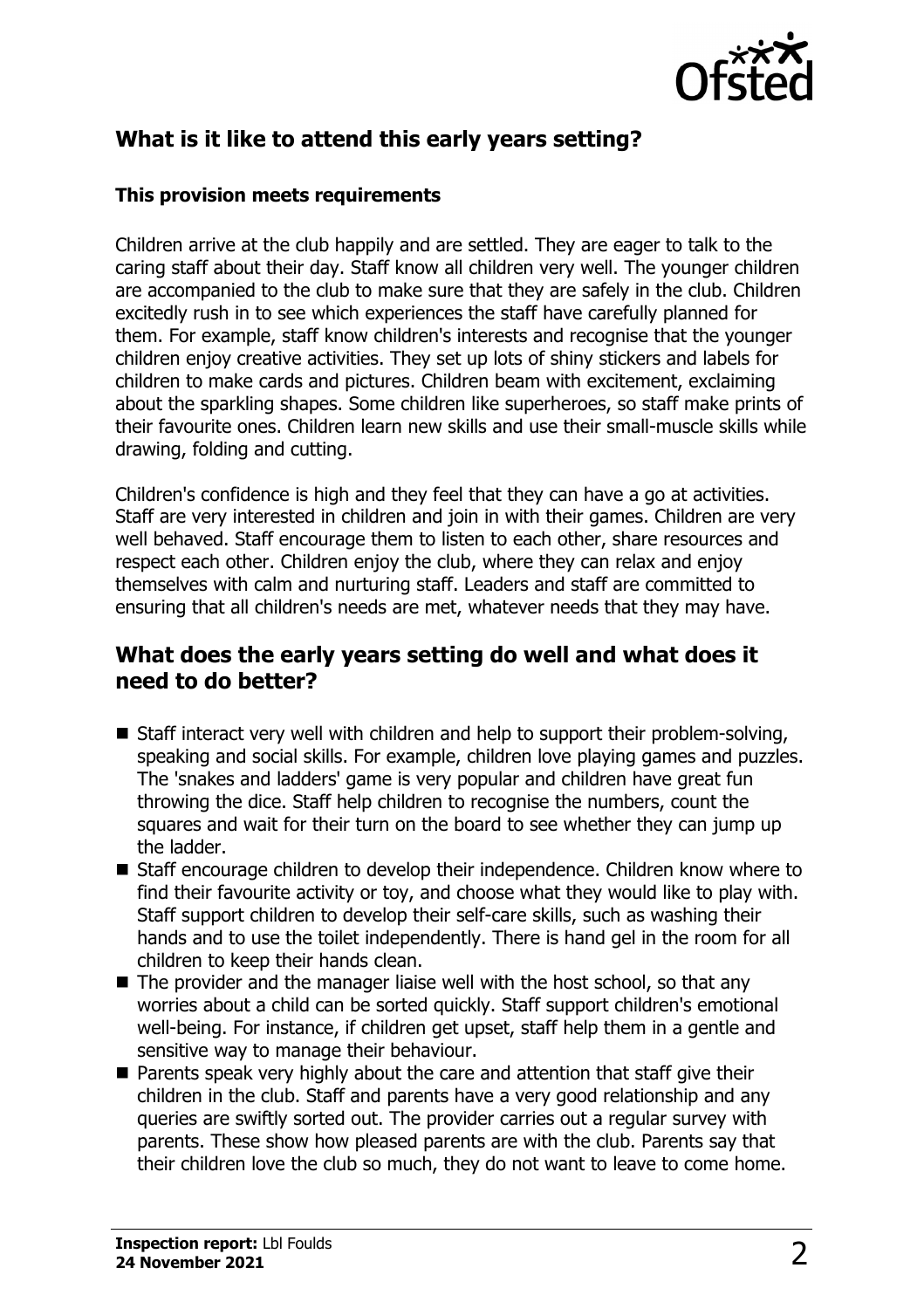## What is it like to attend this early years setting?

### This provision meets requirements

Children arrive at the club happily and are settled. They are eager to talk to the caring staff about their day. Staff know all children very well. The younger children are accompanied to the club to make sure that they are safely in the club. Children excitedly rush in to see which experiences the staff have carefully planned for them. For example, staff know children's interests and recognise that the younger children enjoy creative activities. They set up lots of shiny stickers and labels for children to make cards and pictures. Children beam with excitement, exclaiming about the sparkling shapes. Some children like superheroes, so staff make prints of their favourite ones. Children learn new skills and use their small-muscle skills while drawing, folding and cutting.

Children's confidence is high and they feel that they can have a go at activities. Staff are very interested in children and join in with their games. Children are very well behaved. Staff encourage them to listen to each other, share resources and respect each other. Children enjoy the club, where they can relax and enjoy themselves with calm and nurturing staff. Leaders and staff are committed to ensuring that all children's needs are met, whatever needs that they may have.

## What does the early years setting do well and what does it need to do better?

- Staff interact very well with children and help to support their problem-solving, speaking and social skills. For example, children love playing games and puzzles. The 'snakes and ladders' game is very popular and children have great fun throwing the dice. Staff help children to recognise the numbers, count the squares and wait for their turn on the board to see whether they can jump up the ladder.
- Staff encourage children to develop their independence. Children know where to find their favourite activity or toy, and choose what they would like to play with. Staff support children to develop their self-care skills, such as washing their hands and to use the toilet independently. There is hand gel in the room for all children to keep their hands clean.
- The provider and the manager liaise well with the host school, so that any worries about a child can be sorted quickly. Staff support children's emotional well-being. For instance, if children get upset, staff help them in a gentle and sensitive way to manage their behaviour.
- Parents speak very highly about the care and attention that staff give their children in the club. Staff and parents have a very good relationship and any queries are swiftly sorted out. The provider carries out a regular survey with parents. These show how pleased parents are with the club. Parents say that their children love the club so much, they do not want to leave to come home.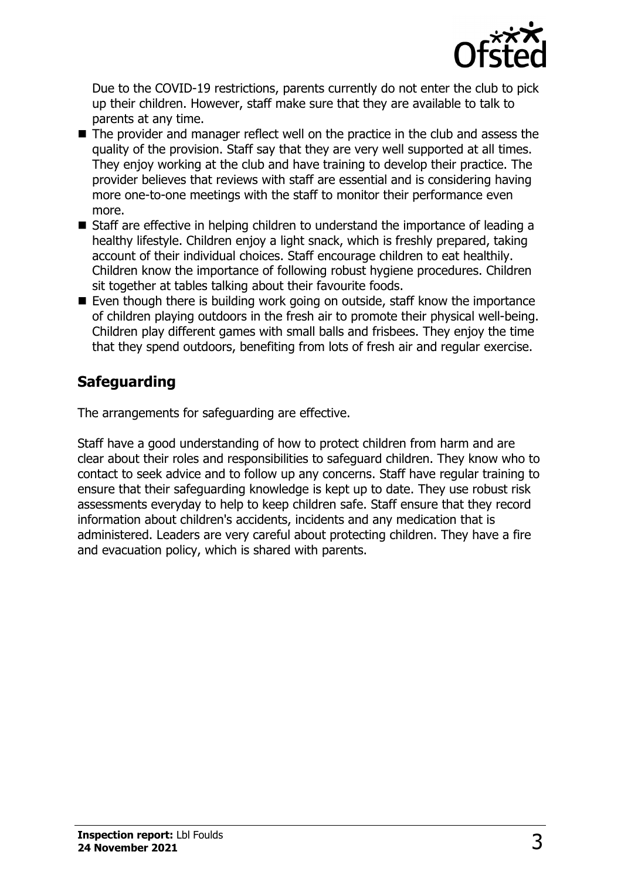Due to the COVID-19 restrictions, parents currently do not enter the club to pick up their children. However, staff make sure that they are available to talk to parents at any time.

- The provider and manager reflect well on the practice in the club and assess the quality of the provision. Staff say that they are very well supported at all times. They enjoy working at the club and have training to develop their practice. The provider believes that reviews with staff are essential and is considering having more one-to-one meetings with the staff to monitor their performance even more.
- Staff are effective in helping children to understand the importance of leading a healthy lifestyle. Children enjoy a light snack, which is freshly prepared, taking account of their individual choices. Staff encourage children to eat healthily. Children know the importance of following robust hygiene procedures. Children sit together at tables talking about their favourite foods.
- Even though there is building work going on outside, staff know the importance of children playing outdoors in the fresh air to promote their physical well-being. Children play different games with small balls and frisbees. They enjoy the time that they spend outdoors, benefiting from lots of fresh air and regular exercise.

## Safeguarding

The arrangements for safeguarding are effective.

Staff have a good understanding of how to protect children from harm and are clear about their roles and responsibilities to safeguard children. They know who to contact to seek advice and to follow up any concerns. Staff have regular training to ensure that their safeguarding knowledge is kept up to date. They use robust risk assessments everyday to help to keep children safe. Staff ensure that they record information about children's accidents, incidents and any medication that is administered. Leaders are very careful about protecting children. They have a fire and evacuation policy, which is shared with parents.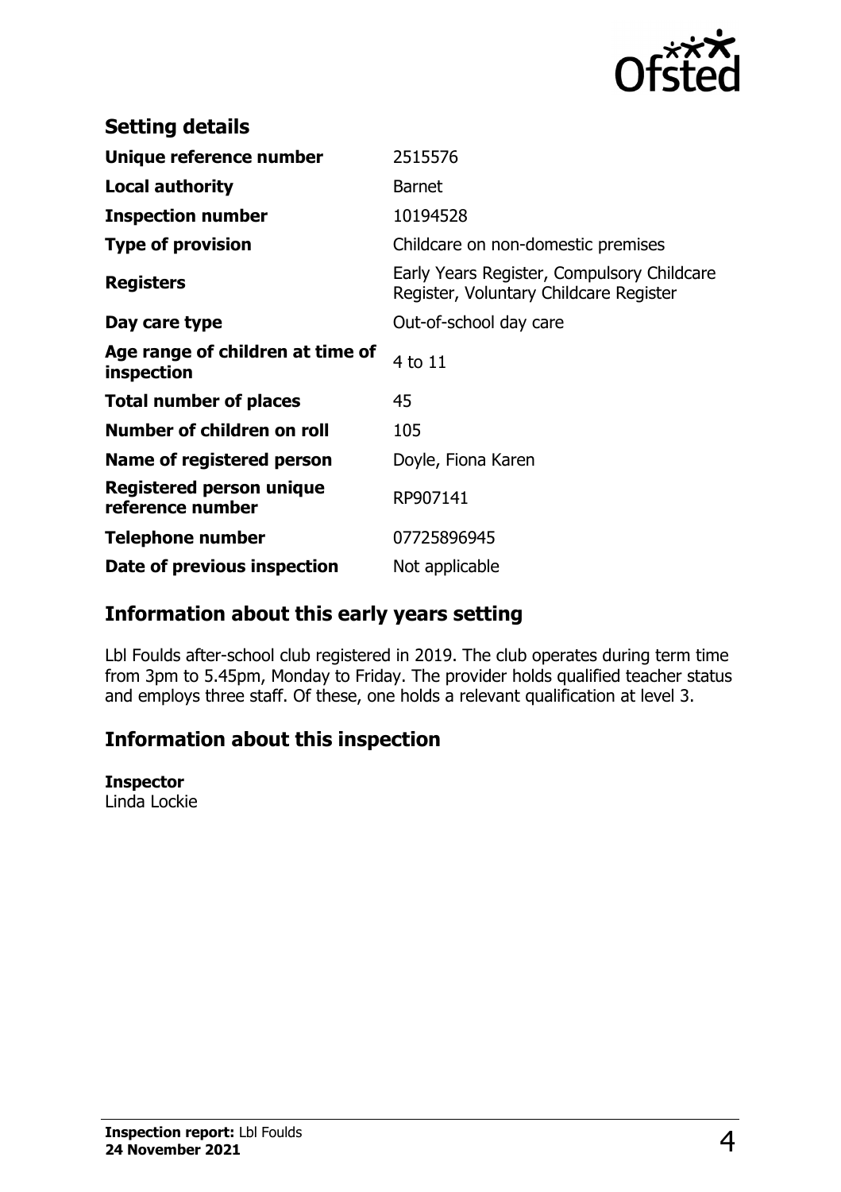## Setting details

| | |
|---|---|
| **Unique reference number** | 2515576 |
| **Local authority** | Barnet |
| **Inspection number** | 10194528 |
| **Type of provision** | Childcare on non-domestic premises |
| **Registers** | Early Years Register, Compulsory Childcare Register, Voluntary Childcare Register |
| **Day care type** | Out-of-school day care |
| **Age range of children at time of inspection** | 4 to 11 |
| **Total number of places** | 45 |
| **Number of children on roll** | 105 |
| **Name of registered person** | Doyle, Fiona Karen |
| **Registered person unique reference number** | RP907141 |
| **Telephone number** | 07725896945 |
| **Date of previous inspection** | Not applicable |

## Information about this early years setting

Lbl Foulds after-school club registered in 2019. The club operates during term time from 3pm to 5.45pm, Monday to Friday. The provider holds qualified teacher status and employs three staff. Of these, one holds a relevant qualification at level 3.

## Information about this inspection

**Inspector**
Linda Lockie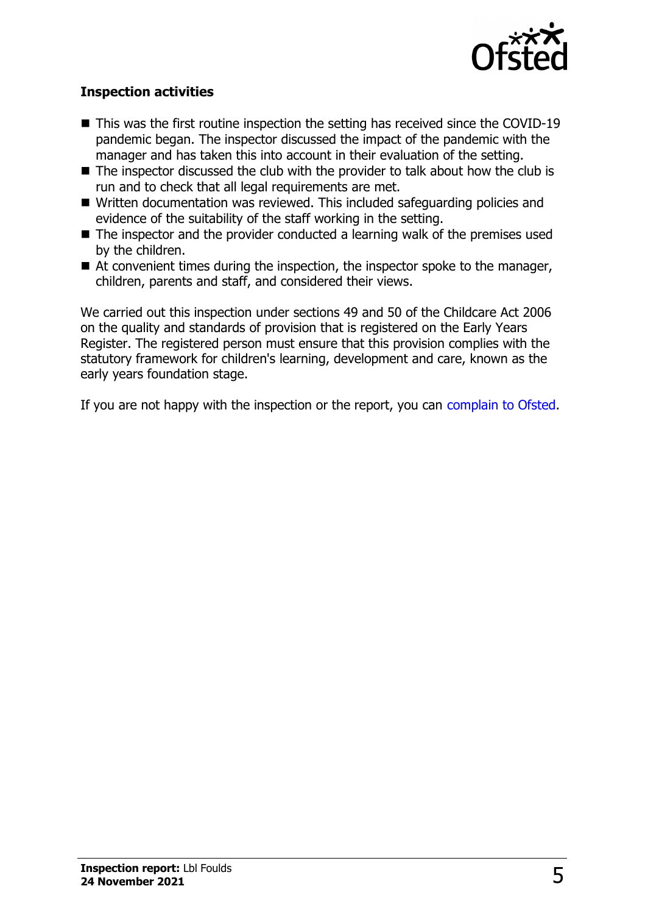**Inspection activities**

- This was the first routine inspection the setting has received since the COVID-19 pandemic began. The inspector discussed the impact of the pandemic with the manager and has taken this into account in their evaluation of the setting.
- The inspector discussed the club with the provider to talk about how the club is run and to check that all legal requirements are met.
- Written documentation was reviewed. This included safeguarding policies and evidence of the suitability of the staff working in the setting.
- The inspector and the provider conducted a learning walk of the premises used by the children.
- At convenient times during the inspection, the inspector spoke to the manager, children, parents and staff, and considered their views.

We carried out this inspection under sections 49 and 50 of the Childcare Act 2006 on the quality and standards of provision that is registered on the Early Years Register. The registered person must ensure that this provision complies with the statutory framework for children's learning, development and care, known as the early years foundation stage.

If you are not happy with the inspection or the report, you can complain to Ofsted.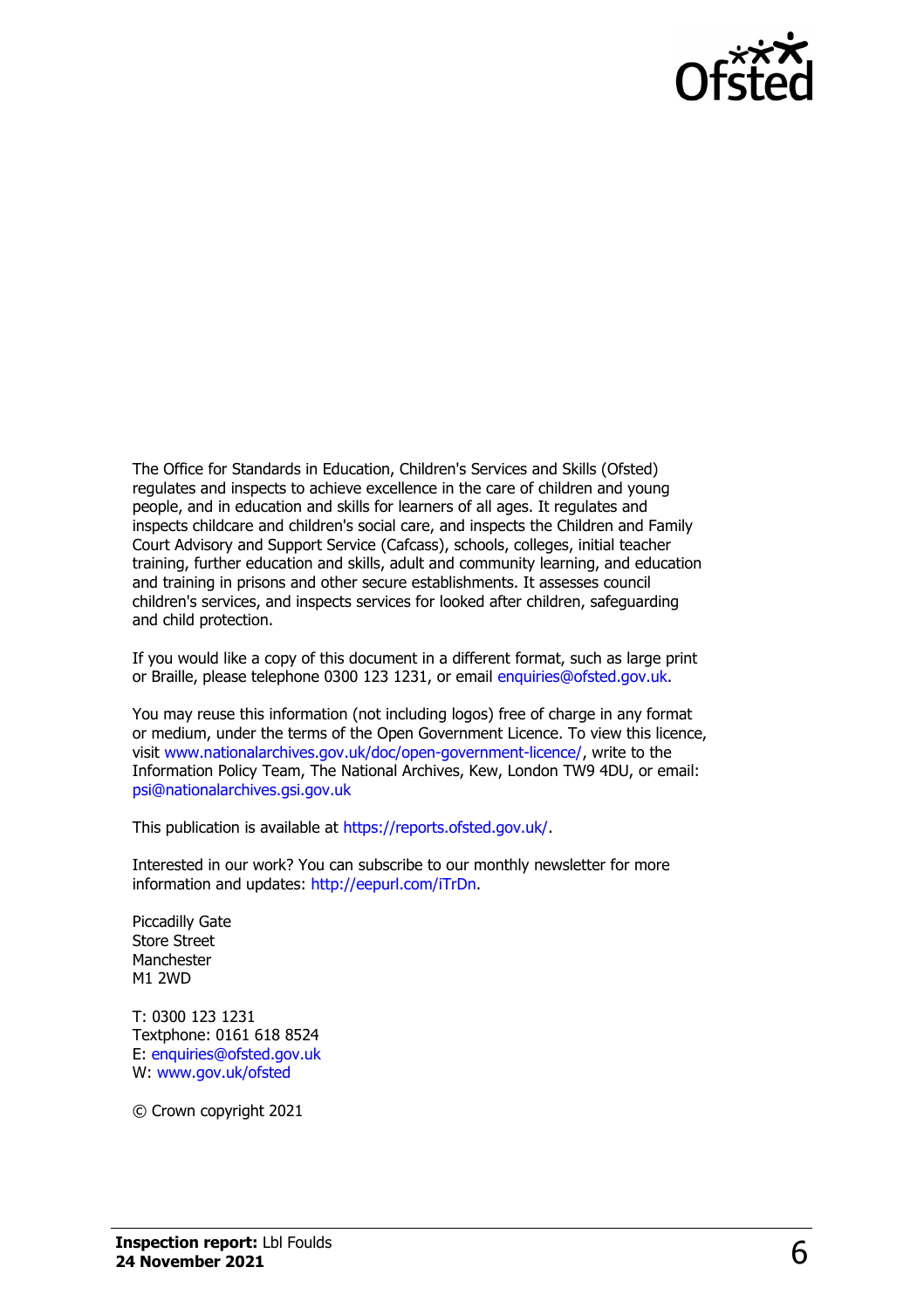The Office for Standards in Education, Children's Services and Skills (Ofsted) regulates and inspects to achieve excellence in the care of children and young people, and in education and skills for learners of all ages. It regulates and inspects childcare and children's social care, and inspects the Children and Family Court Advisory and Support Service (Cafcass), schools, colleges, initial teacher training, further education and skills, adult and community learning, and education and training in prisons and other secure establishments. It assesses council children's services, and inspects services for looked after children, safeguarding and child protection.

If you would like a copy of this document in a different format, such as large print or Braille, please telephone 0300 123 1231, or email enquiries@ofsted.gov.uk.

You may reuse this information (not including logos) free of charge in any format or medium, under the terms of the Open Government Licence. To view this licence, visit www.nationalarchives.gov.uk/doc/open-government-licence/, write to the Information Policy Team, The National Archives, Kew, London TW9 4DU, or email: psi@nationalarchives.gsi.gov.uk

This publication is available at https://reports.ofsted.gov.uk/.

Interested in our work? You can subscribe to our monthly newsletter for more information and updates: http://eepurl.com/iTrDn.

Piccadilly Gate
Store Street
Manchester
M1 2WD

T: 0300 123 1231
Textphone: 0161 618 8524
E: enquiries@ofsted.gov.uk
W: www.gov.uk/ofsted

© Crown copyright 2021